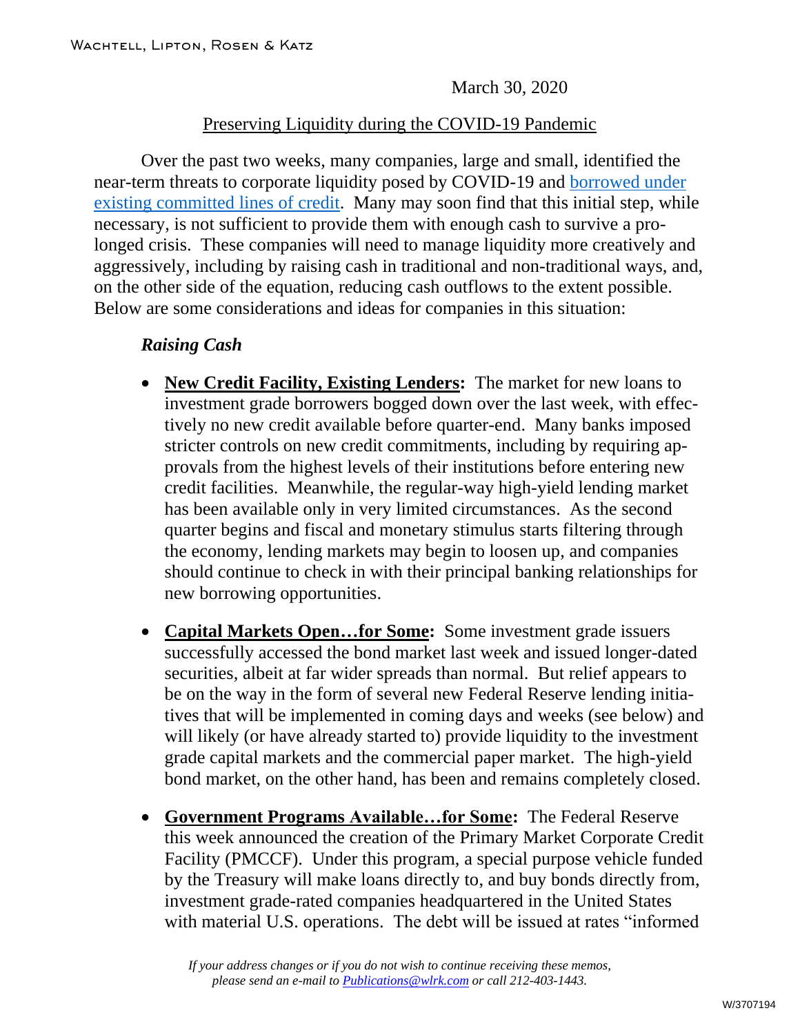March 30, 2020

# Preserving Liquidity during the COVID-19 Pandemic

Over the past two weeks, many companies, large and small, identified the near-term threats to corporate liquidity posed by COVID-19 and borrowed under existing committed lines of credit. Many may soon find that this initial step, while necessary, is not sufficient to provide them with enough cash to survive a prolonged crisis. These companies will need to manage liquidity more creatively and aggressively, including by raising cash in traditional and non-traditional ways, and, on the other side of the equation, reducing cash outflows to the extent possible. Below are some considerations and ideas for companies in this situation:

## *Raising Cash*

- **New Credit Facility, Existing Lenders:** The market for new loans to investment grade borrowers bogged down over the last week, with effectively no new credit available before quarter-end. Many banks imposed stricter controls on new credit commitments, including by requiring approvals from the highest levels of their institutions before entering new credit facilities. Meanwhile, the regular-way high-yield lending market has been available only in very limited circumstances. As the second quarter begins and fiscal and monetary stimulus starts filtering through the economy, lending markets may begin to loosen up, and companies should continue to check in with their principal banking relationships for new borrowing opportunities.

- **Capital Markets Open…for Some:** Some investment grade issuers successfully accessed the bond market last week and issued longer-dated securities, albeit at far wider spreads than normal. But relief appears to be on the way in the form of several new Federal Reserve lending initiatives that will be implemented in coming days and weeks (see below) and will likely (or have already started to) provide liquidity to the investment grade capital markets and the commercial paper market. The high-yield bond market, on the other hand, has been and remains completely closed.

- **Government Programs Available…for Some:** The Federal Reserve this week announced the creation of the Primary Market Corporate Credit Facility (PMCCF). Under this program, a special purpose vehicle funded by the Treasury will make loans directly to, and buy bonds directly from, investment grade-rated companies headquartered in the United States with material U.S. operations. The debt will be issued at rates "informed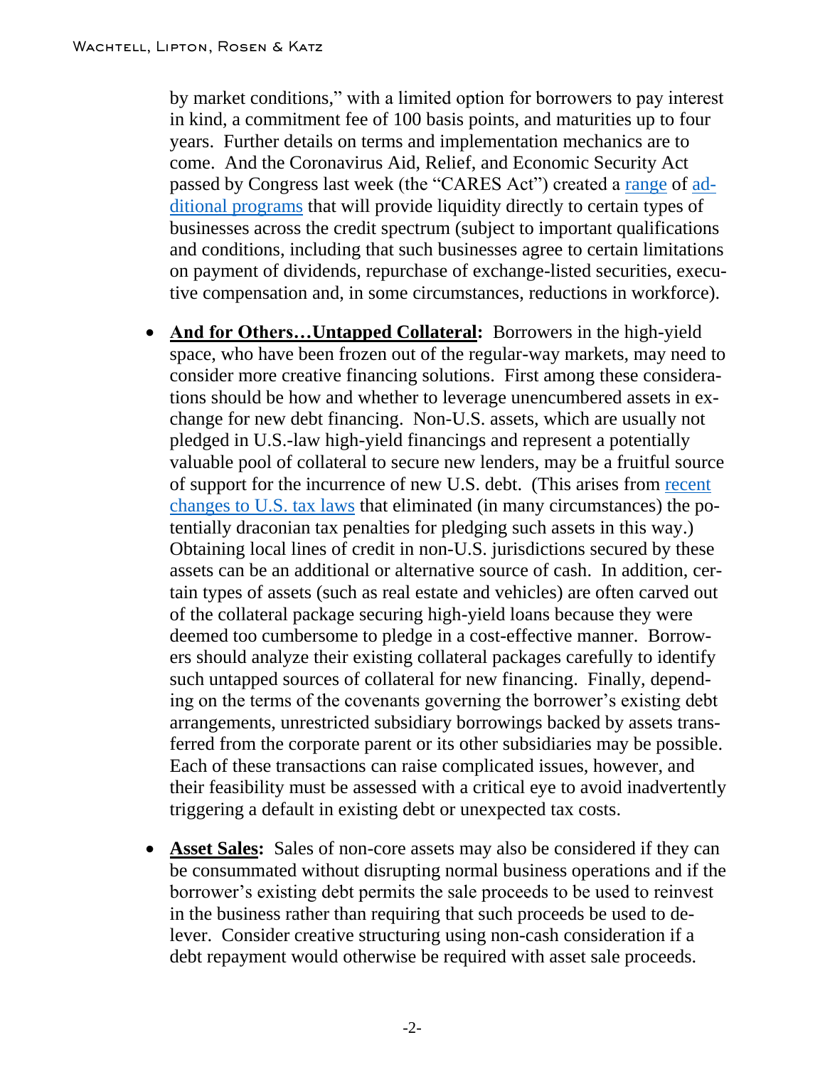by market conditions," with a limited option for borrowers to pay interest in kind, a commitment fee of 100 basis points, and maturities up to four years. Further details on terms and implementation mechanics are to come. And the Coronavirus Aid, Relief, and Economic Security Act passed by Congress last week (the "CARES Act") created a range of additional programs that will provide liquidity directly to certain types of businesses across the credit spectrum (subject to important qualifications and conditions, including that such businesses agree to certain limitations on payment of dividends, repurchase of exchange-listed securities, executive compensation and, in some circumstances, reductions in workforce).

- **And for Others…Untapped Collateral:** Borrowers in the high-yield space, who have been frozen out of the regular-way markets, may need to consider more creative financing solutions. First among these considerations should be how and whether to leverage unencumbered assets in exchange for new debt financing. Non-U.S. assets, which are usually not pledged in U.S.-law high-yield financings and represent a potentially valuable pool of collateral to secure new lenders, may be a fruitful source of support for the incurrence of new U.S. debt. (This arises from recent changes to U.S. tax laws that eliminated (in many circumstances) the potentially draconian tax penalties for pledging such assets in this way.) Obtaining local lines of credit in non-U.S. jurisdictions secured by these assets can be an additional or alternative source of cash. In addition, certain types of assets (such as real estate and vehicles) are often carved out of the collateral package securing high-yield loans because they were deemed too cumbersome to pledge in a cost-effective manner. Borrowers should analyze their existing collateral packages carefully to identify such untapped sources of collateral for new financing. Finally, depending on the terms of the covenants governing the borrower's existing debt arrangements, unrestricted subsidiary borrowings backed by assets transferred from the corporate parent or its other subsidiaries may be possible. Each of these transactions can raise complicated issues, however, and their feasibility must be assessed with a critical eye to avoid inadvertently triggering a default in existing debt or unexpected tax costs.

- **Asset Sales:** Sales of non-core assets may also be considered if they can be consummated without disrupting normal business operations and if the borrower's existing debt permits the sale proceeds to be used to reinvest in the business rather than requiring that such proceeds be used to delever. Consider creative structuring using non-cash consideration if a debt repayment would otherwise be required with asset sale proceeds.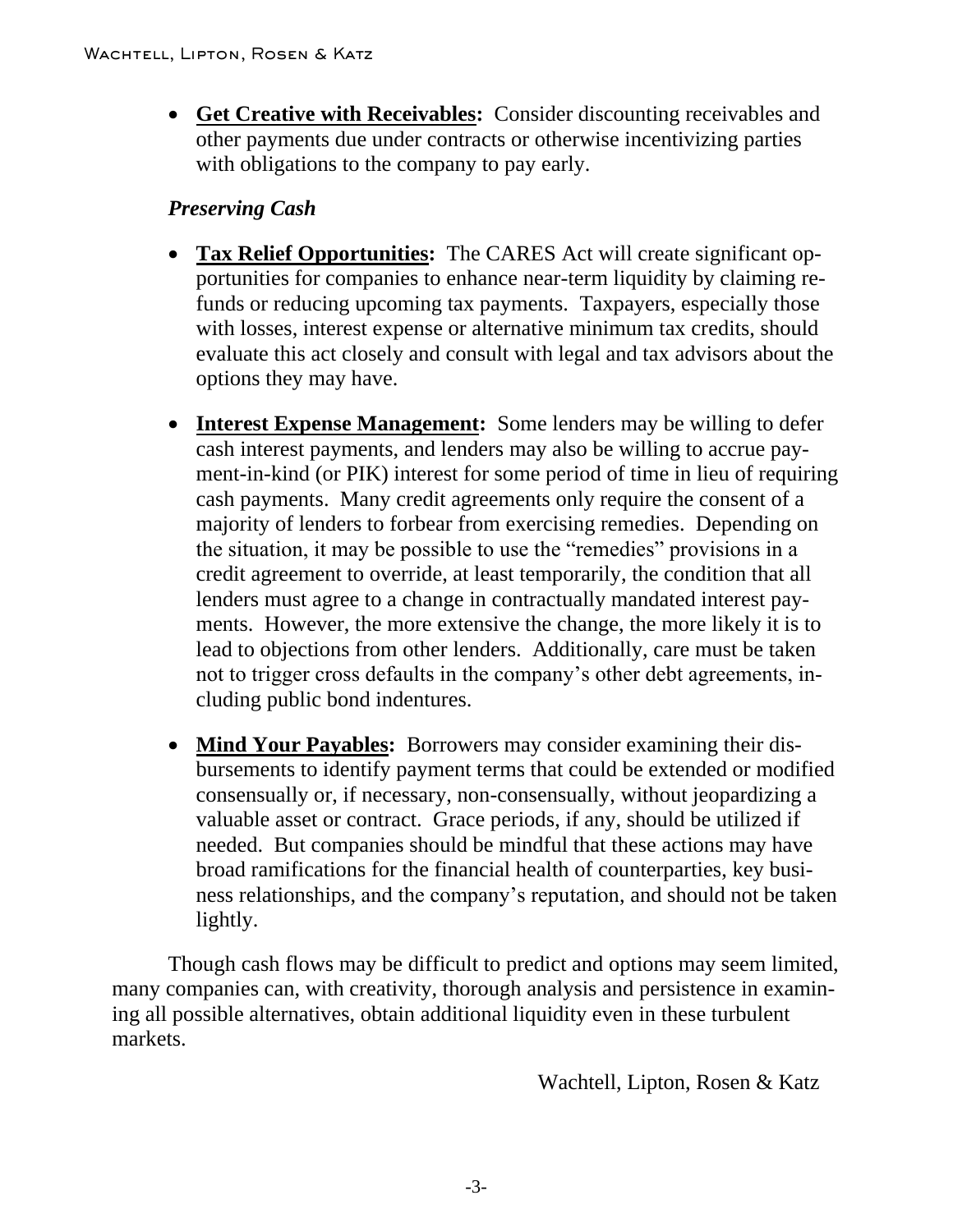- **Get Creative with Receivables:** Consider discounting receivables and other payments due under contracts or otherwise incentivizing parties with obligations to the company to pay early.

*Preserving Cash*

- **Tax Relief Opportunities:** The CARES Act will create significant opportunities for companies to enhance near-term liquidity by claiming refunds or reducing upcoming tax payments. Taxpayers, especially those with losses, interest expense or alternative minimum tax credits, should evaluate this act closely and consult with legal and tax advisors about the options they may have.

- **Interest Expense Management:** Some lenders may be willing to defer cash interest payments, and lenders may also be willing to accrue payment-in-kind (or PIK) interest for some period of time in lieu of requiring cash payments. Many credit agreements only require the consent of a majority of lenders to forbear from exercising remedies. Depending on the situation, it may be possible to use the "remedies" provisions in a credit agreement to override, at least temporarily, the condition that all lenders must agree to a change in contractually mandated interest payments. However, the more extensive the change, the more likely it is to lead to objections from other lenders. Additionally, care must be taken not to trigger cross defaults in the company's other debt agreements, including public bond indentures.

- **Mind Your Payables:** Borrowers may consider examining their disbursements to identify payment terms that could be extended or modified consensually or, if necessary, non-consensually, without jeopardizing a valuable asset or contract. Grace periods, if any, should be utilized if needed. But companies should be mindful that these actions may have broad ramifications for the financial health of counterparties, key business relationships, and the company's reputation, and should not be taken lightly.

Though cash flows may be difficult to predict and options may seem limited, many companies can, with creativity, thorough analysis and persistence in examining all possible alternatives, obtain additional liquidity even in these turbulent markets.

Wachtell, Lipton, Rosen & Katz